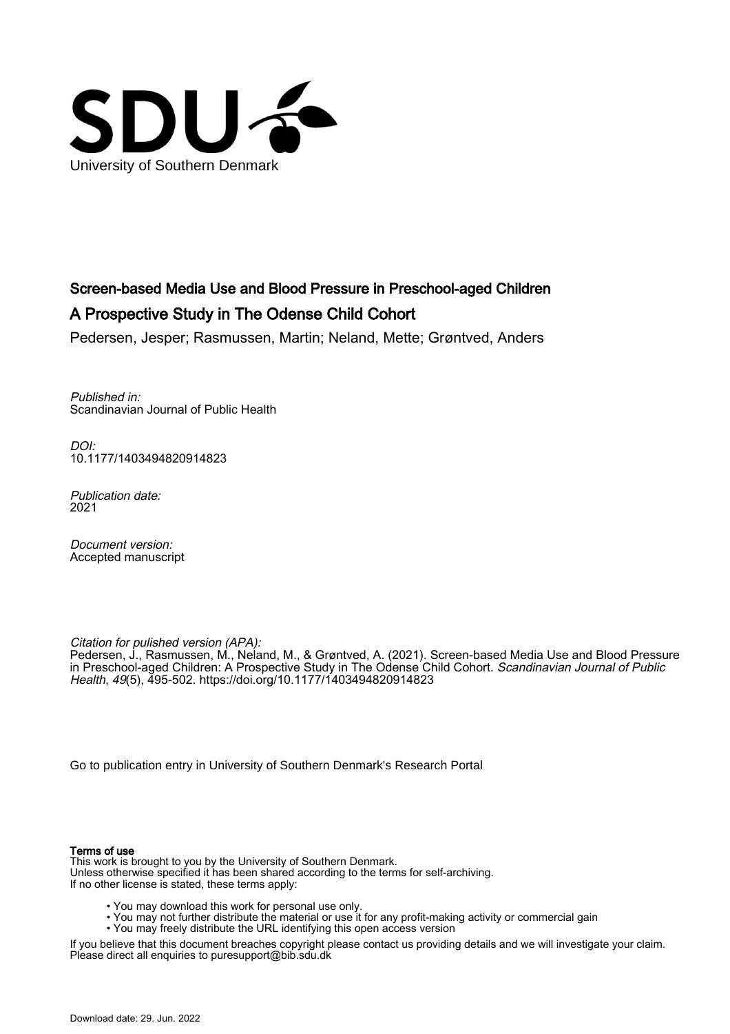University of Southern Denmark

# Screen-based Media Use and Blood Pressure in Preschool-aged Children

## A Prospective Study in The Odense Child Cohort

Pedersen, Jesper; Rasmussen, Martin; Neland, Mette; Grøntved, Anders

*Published in:*
Scandinavian Journal of Public Health

*DOI:*
10.1177/1403494820914823

*Publication date:*
2021

*Document version:*
Accepted manuscript

*Citation for pulished version (APA):*
Pedersen, J., Rasmussen, M., Neland, M., & Grøntved, A. (2021). Screen-based Media Use and Blood Pressure in Preschool-aged Children: A Prospective Study in The Odense Child Cohort. *Scandinavian Journal of Public Health*, *49*(5), 495-502. https://doi.org/10.1177/1403494820914823

Go to publication entry in University of Southern Denmark's Research Portal

**Terms of use**
This work is brought to you by the University of Southern Denmark.
Unless otherwise specified it has been shared according to the terms for self-archiving.
If no other license is stated, these terms apply:

- You may download this work for personal use only.
- You may not further distribute the material or use it for any profit-making activity or commercial gain
- You may freely distribute the URL identifying this open access version

If you believe that this document breaches copyright please contact us providing details and we will investigate your claim.
Please direct all enquiries to puresupport@bib.sdu.dk

Download date: 29. Jun. 2022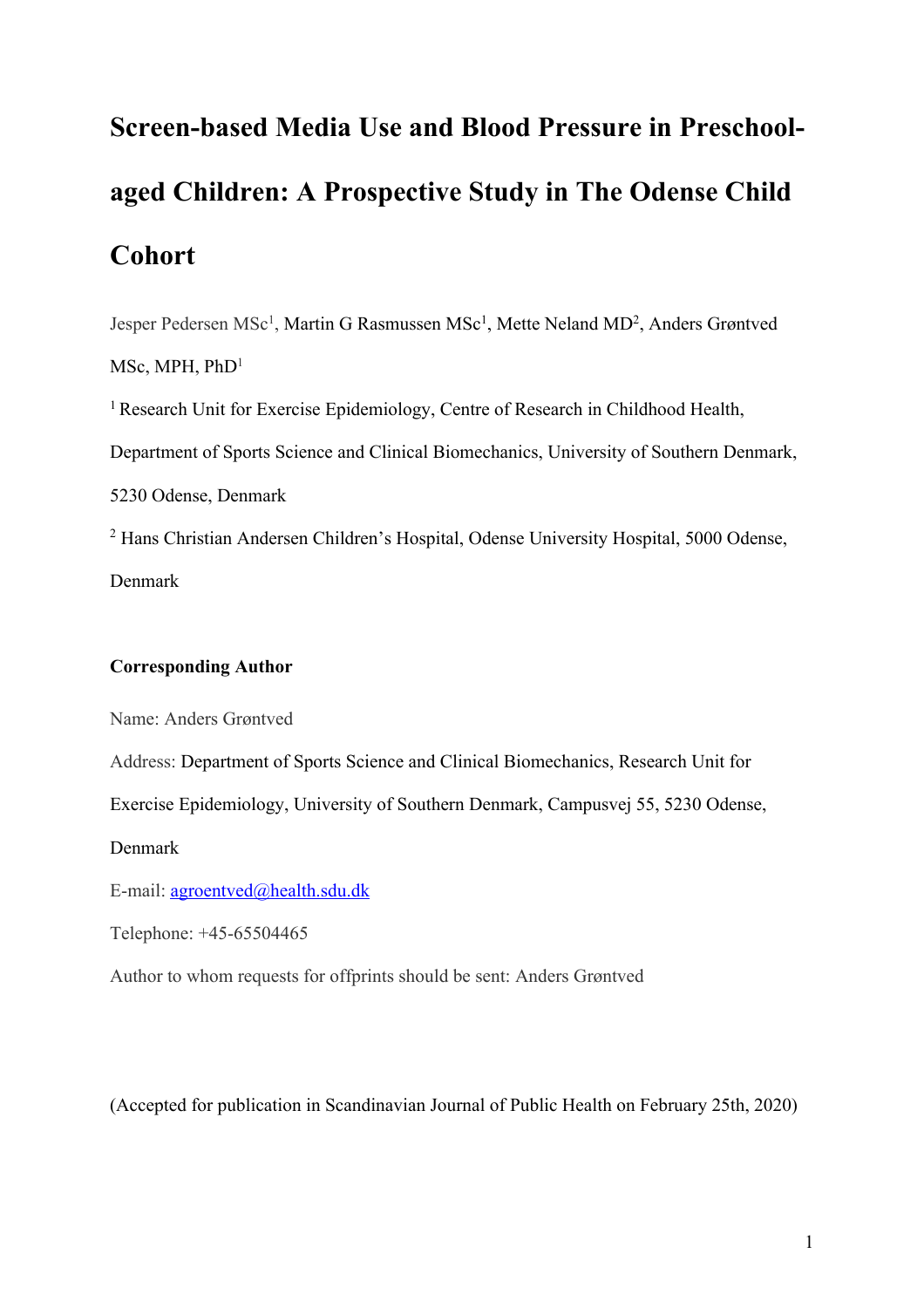# Screen-based Media Use and Blood Pressure in Preschool-aged Children: A Prospective Study in The Odense Child Cohort

Jesper Pedersen MSc[1], Martin G Rasmussen MSc[1], Mette Neland MD[2], Anders Grøntved MSc, MPH, PhD[1]

[1] Research Unit for Exercise Epidemiology, Centre of Research in Childhood Health, Department of Sports Science and Clinical Biomechanics, University of Southern Denmark, 5230 Odense, Denmark

[2] Hans Christian Andersen Children's Hospital, Odense University Hospital, 5000 Odense, Denmark

**Corresponding Author**

Name: Anders Grøntved

Address: Department of Sports Science and Clinical Biomechanics, Research Unit for Exercise Epidemiology, University of Southern Denmark, Campusvej 55, 5230 Odense, Denmark

E-mail: agroentved@health.sdu.dk

Telephone: +45-65504465

Author to whom requests for offprints should be sent: Anders Grøntved

(Accepted for publication in Scandinavian Journal of Public Health on February 25th, 2020)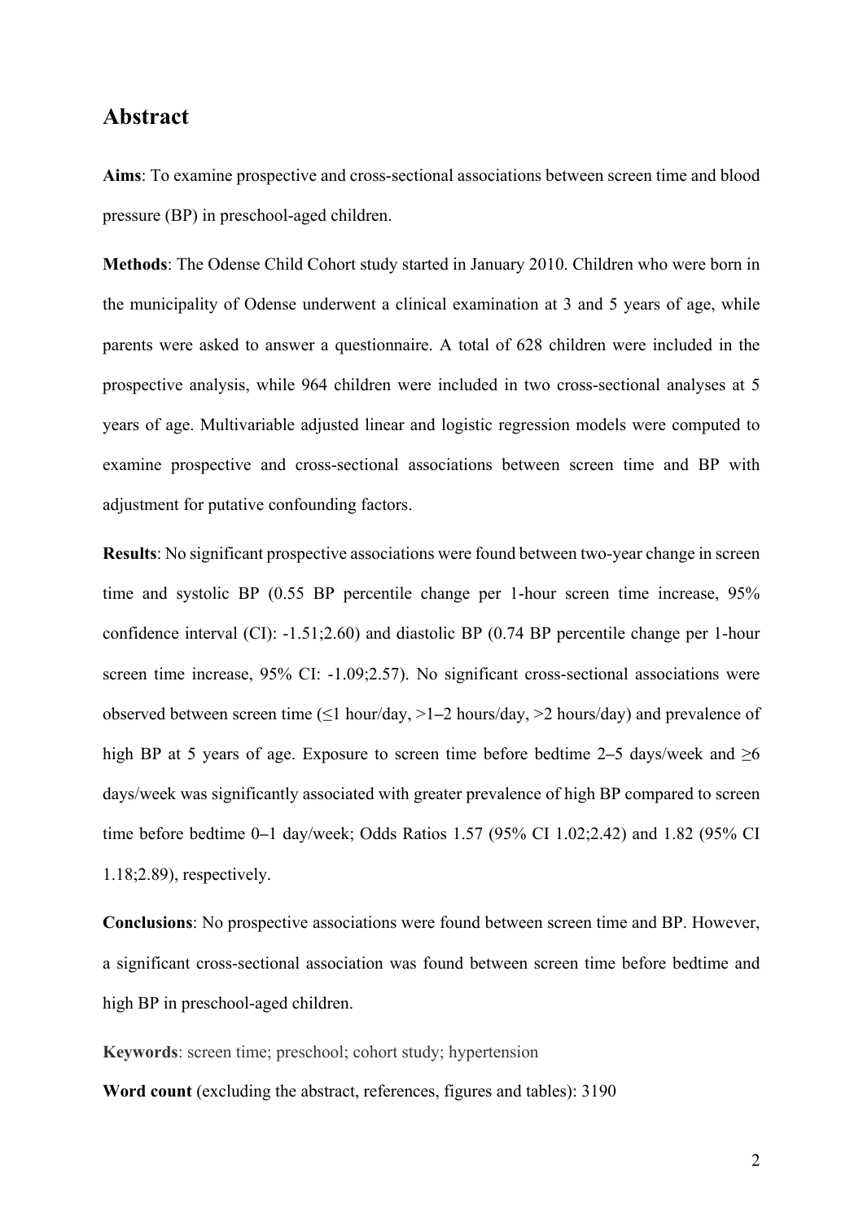## Abstract

**Aims**: To examine prospective and cross-sectional associations between screen time and blood pressure (BP) in preschool-aged children.

**Methods**: The Odense Child Cohort study started in January 2010. Children who were born in the municipality of Odense underwent a clinical examination at 3 and 5 years of age, while parents were asked to answer a questionnaire. A total of 628 children were included in the prospective analysis, while 964 children were included in two cross-sectional analyses at 5 years of age. Multivariable adjusted linear and logistic regression models were computed to examine prospective and cross-sectional associations between screen time and BP with adjustment for putative confounding factors.

**Results**: No significant prospective associations were found between two-year change in screen time and systolic BP (0.55 BP percentile change per 1-hour screen time increase, 95% confidence interval (CI): -1.51;2.60) and diastolic BP (0.74 BP percentile change per 1-hour screen time increase, 95% CI: -1.09;2.57). No significant cross-sectional associations were observed between screen time (≤1 hour/day, >1–2 hours/day, >2 hours/day) and prevalence of high BP at 5 years of age. Exposure to screen time before bedtime 2–5 days/week and ≥6 days/week was significantly associated with greater prevalence of high BP compared to screen time before bedtime 0–1 day/week; Odds Ratios 1.57 (95% CI 1.02;2.42) and 1.82 (95% CI 1.18;2.89), respectively.

**Conclusions**: No prospective associations were found between screen time and BP. However, a significant cross-sectional association was found between screen time before bedtime and high BP in preschool-aged children.

**Keywords**: screen time; preschool; cohort study; hypertension

**Word count** (excluding the abstract, references, figures and tables): 3190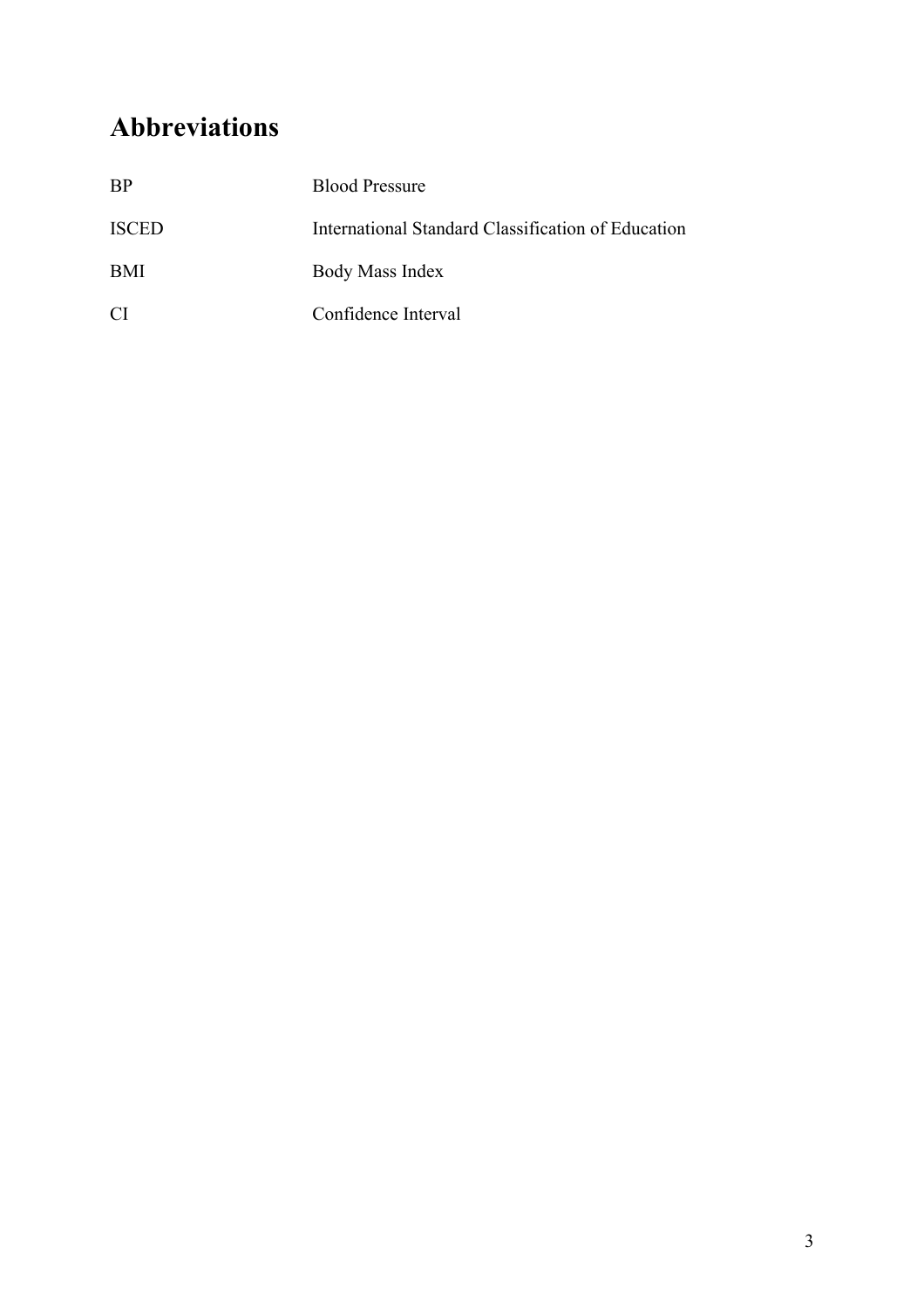# Abbreviations

| | |
|---|---|
| BP | Blood Pressure |
| ISCED | International Standard Classification of Education |
| BMI | Body Mass Index |
| CI | Confidence Interval |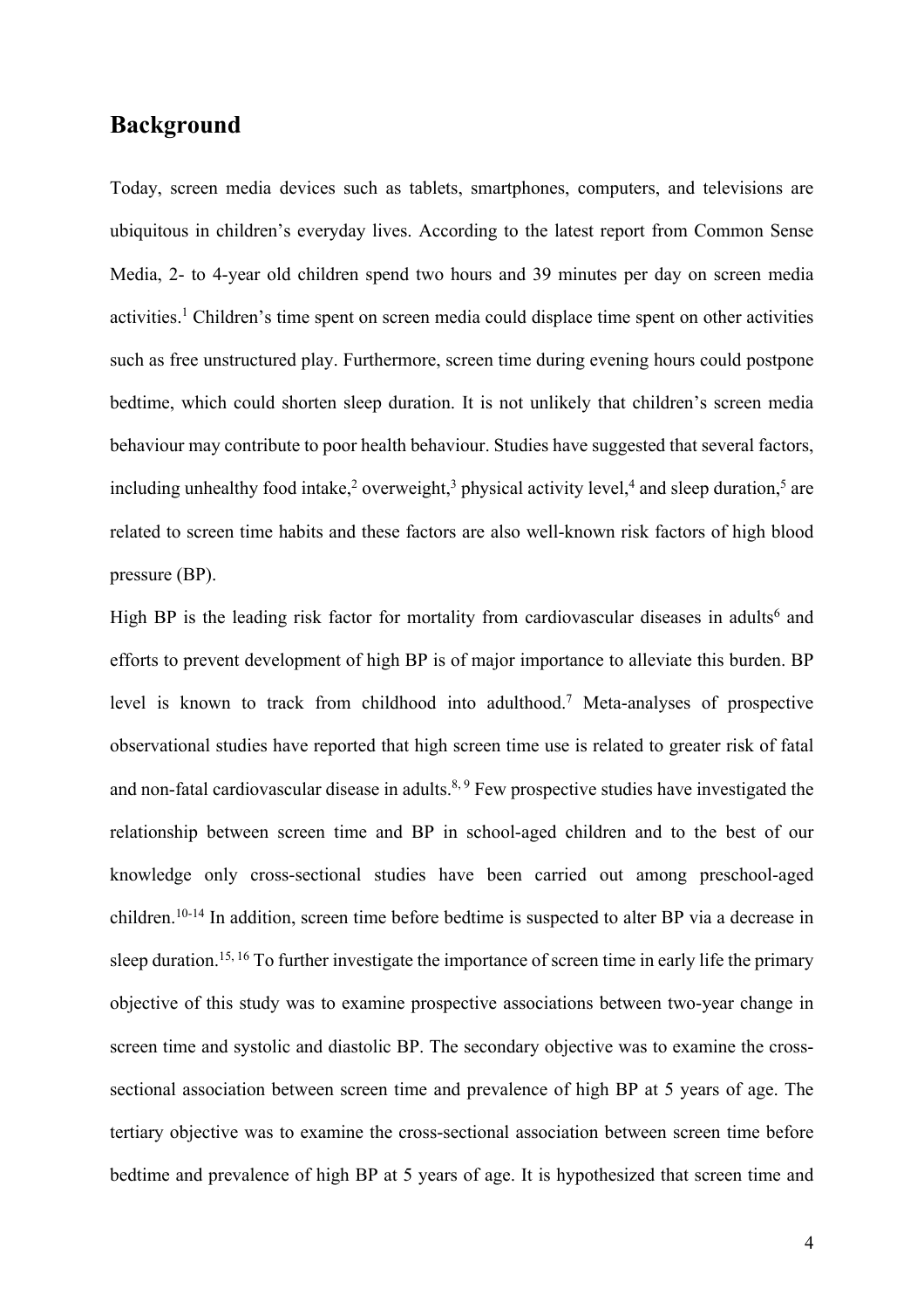## Background

Today, screen media devices such as tablets, smartphones, computers, and televisions are ubiquitous in children's everyday lives. According to the latest report from Common Sense Media, 2- to 4-year old children spend two hours and 39 minutes per day on screen media activities.[1] Children's time spent on screen media could displace time spent on other activities such as free unstructured play. Furthermore, screen time during evening hours could postpone bedtime, which could shorten sleep duration. It is not unlikely that children's screen media behaviour may contribute to poor health behaviour. Studies have suggested that several factors, including unhealthy food intake,[2] overweight,[3] physical activity level,[4] and sleep duration,[5] are related to screen time habits and these factors are also well-known risk factors of high blood pressure (BP).

High BP is the leading risk factor for mortality from cardiovascular diseases in adults[6] and efforts to prevent development of high BP is of major importance to alleviate this burden. BP level is known to track from childhood into adulthood.[7] Meta-analyses of prospective observational studies have reported that high screen time use is related to greater risk of fatal and non-fatal cardiovascular disease in adults.[8, 9] Few prospective studies have investigated the relationship between screen time and BP in school-aged children and to the best of our knowledge only cross-sectional studies have been carried out among preschool-aged children.[10-14] In addition, screen time before bedtime is suspected to alter BP via a decrease in sleep duration.[15, 16] To further investigate the importance of screen time in early life the primary objective of this study was to examine prospective associations between two-year change in screen time and systolic and diastolic BP. The secondary objective was to examine the cross-sectional association between screen time and prevalence of high BP at 5 years of age. The tertiary objective was to examine the cross-sectional association between screen time before bedtime and prevalence of high BP at 5 years of age. It is hypothesized that screen time and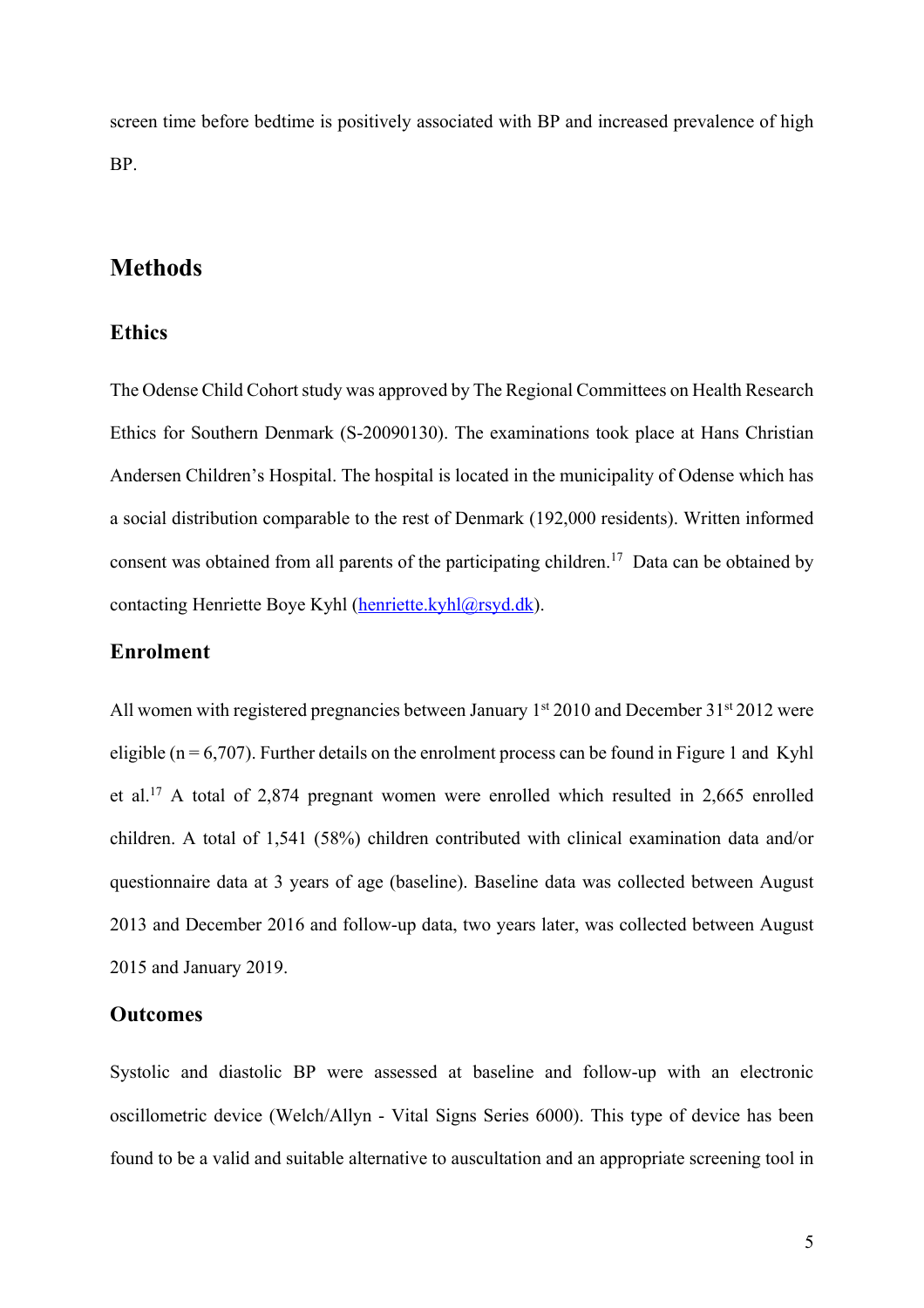screen time before bedtime is positively associated with BP and increased prevalence of high BP.

## Methods

### Ethics

The Odense Child Cohort study was approved by The Regional Committees on Health Research Ethics for Southern Denmark (S-20090130). The examinations took place at Hans Christian Andersen Children's Hospital. The hospital is located in the municipality of Odense which has a social distribution comparable to the rest of Denmark (192,000 residents). Written informed consent was obtained from all parents of the participating children.[17] Data can be obtained by contacting Henriette Boye Kyhl (henriette.kyhl@rsyd.dk).

### Enrolment

All women with registered pregnancies between January 1st 2010 and December 31st 2012 were eligible (n = 6,707). Further details on the enrolment process can be found in Figure 1 and Kyhl et al.[17] A total of 2,874 pregnant women were enrolled which resulted in 2,665 enrolled children. A total of 1,541 (58%) children contributed with clinical examination data and/or questionnaire data at 3 years of age (baseline). Baseline data was collected between August 2013 and December 2016 and follow-up data, two years later, was collected between August 2015 and January 2019.

### Outcomes

Systolic and diastolic BP were assessed at baseline and follow-up with an electronic oscillometric device (Welch/Allyn - Vital Signs Series 6000). This type of device has been found to be a valid and suitable alternative to auscultation and an appropriate screening tool in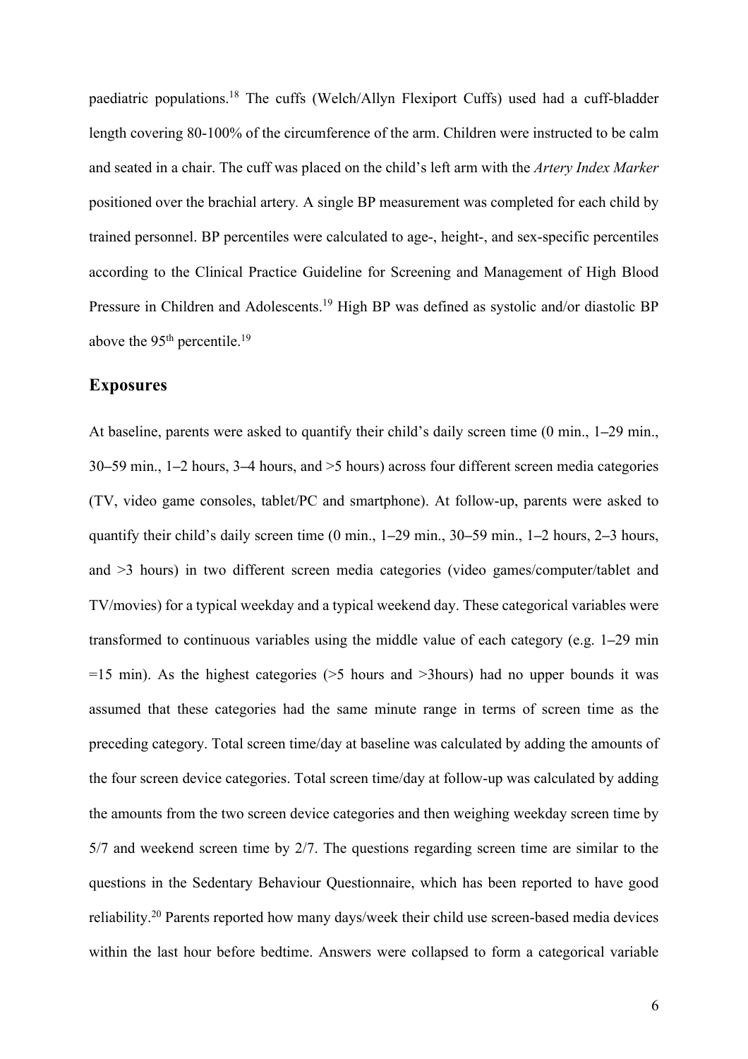paediatric populations.[18] The cuffs (Welch/Allyn Flexiport Cuffs) used had a cuff-bladder length covering 80-100% of the circumference of the arm. Children were instructed to be calm and seated in a chair. The cuff was placed on the child's left arm with the *Artery Index Marker* positioned over the brachial artery. A single BP measurement was completed for each child by trained personnel. BP percentiles were calculated to age-, height-, and sex-specific percentiles according to the Clinical Practice Guideline for Screening and Management of High Blood Pressure in Children and Adolescents.[19] High BP was defined as systolic and/or diastolic BP above the 95th percentile.[19]

## Exposures

At baseline, parents were asked to quantify their child's daily screen time (0 min., 1–29 min., 30–59 min., 1–2 hours, 3–4 hours, and >5 hours) across four different screen media categories (TV, video game consoles, tablet/PC and smartphone). At follow-up, parents were asked to quantify their child's daily screen time (0 min., 1–29 min., 30–59 min., 1–2 hours, 2–3 hours, and >3 hours) in two different screen media categories (video games/computer/tablet and TV/movies) for a typical weekday and a typical weekend day. These categorical variables were transformed to continuous variables using the middle value of each category (e.g. 1–29 min =15 min). As the highest categories (>5 hours and >3hours) had no upper bounds it was assumed that these categories had the same minute range in terms of screen time as the preceding category. Total screen time/day at baseline was calculated by adding the amounts of the four screen device categories. Total screen time/day at follow-up was calculated by adding the amounts from the two screen device categories and then weighing weekday screen time by 5/7 and weekend screen time by 2/7. The questions regarding screen time are similar to the questions in the Sedentary Behaviour Questionnaire, which has been reported to have good reliability.[20] Parents reported how many days/week their child use screen-based media devices within the last hour before bedtime. Answers were collapsed to form a categorical variable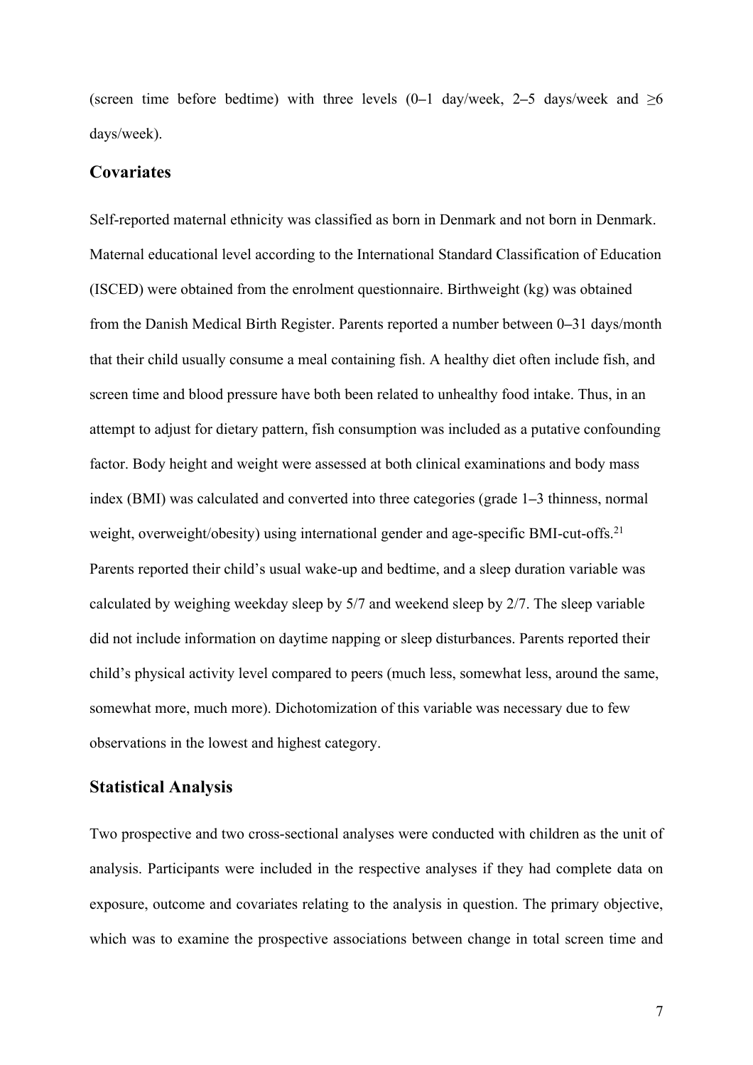(screen time before bedtime) with three levels (0–1 day/week, 2–5 days/week and ≥6 days/week).

## Covariates

Self-reported maternal ethnicity was classified as born in Denmark and not born in Denmark. Maternal educational level according to the International Standard Classification of Education (ISCED) were obtained from the enrolment questionnaire. Birthweight (kg) was obtained from the Danish Medical Birth Register. Parents reported a number between 0–31 days/month that their child usually consume a meal containing fish. A healthy diet often include fish, and screen time and blood pressure have both been related to unhealthy food intake. Thus, in an attempt to adjust for dietary pattern, fish consumption was included as a putative confounding factor. Body height and weight were assessed at both clinical examinations and body mass index (BMI) was calculated and converted into three categories (grade 1–3 thinness, normal weight, overweight/obesity) using international gender and age-specific BMI-cut-offs.[21] Parents reported their child's usual wake-up and bedtime, and a sleep duration variable was calculated by weighing weekday sleep by 5/7 and weekend sleep by 2/7. The sleep variable did not include information on daytime napping or sleep disturbances. Parents reported their child's physical activity level compared to peers (much less, somewhat less, around the same, somewhat more, much more). Dichotomization of this variable was necessary due to few observations in the lowest and highest category.

## Statistical Analysis

Two prospective and two cross-sectional analyses were conducted with children as the unit of analysis. Participants were included in the respective analyses if they had complete data on exposure, outcome and covariates relating to the analysis in question. The primary objective, which was to examine the prospective associations between change in total screen time and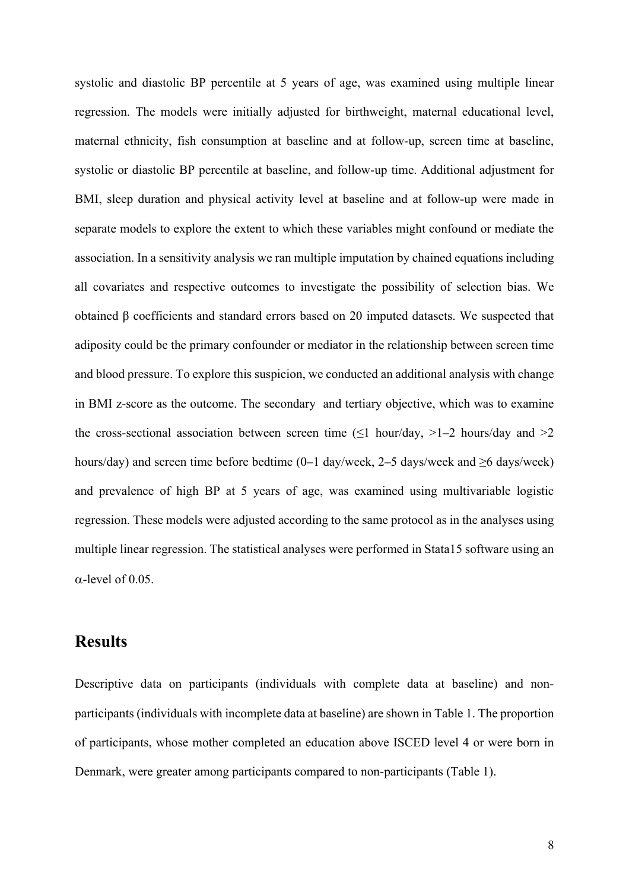systolic and diastolic BP percentile at 5 years of age, was examined using multiple linear regression. The models were initially adjusted for birthweight, maternal educational level, maternal ethnicity, fish consumption at baseline and at follow-up, screen time at baseline, systolic or diastolic BP percentile at baseline, and follow-up time. Additional adjustment for BMI, sleep duration and physical activity level at baseline and at follow-up were made in separate models to explore the extent to which these variables might confound or mediate the association. In a sensitivity analysis we ran multiple imputation by chained equations including all covariates and respective outcomes to investigate the possibility of selection bias. We obtained β coefficients and standard errors based on 20 imputed datasets. We suspected that adiposity could be the primary confounder or mediator in the relationship between screen time and blood pressure. To explore this suspicion, we conducted an additional analysis with change in BMI z-score as the outcome. The secondary and tertiary objective, which was to examine the cross-sectional association between screen time (≤1 hour/day, >1–2 hours/day and >2 hours/day) and screen time before bedtime (0–1 day/week, 2–5 days/week and ≥6 days/week) and prevalence of high BP at 5 years of age, was examined using multivariable logistic regression. These models were adjusted according to the same protocol as in the analyses using multiple linear regression. The statistical analyses were performed in Stata15 software using an $\alpha$-level of 0.05.

## Results

Descriptive data on participants (individuals with complete data at baseline) and non-participants (individuals with incomplete data at baseline) are shown in Table 1. The proportion of participants, whose mother completed an education above ISCED level 4 or were born in Denmark, were greater among participants compared to non-participants (Table 1).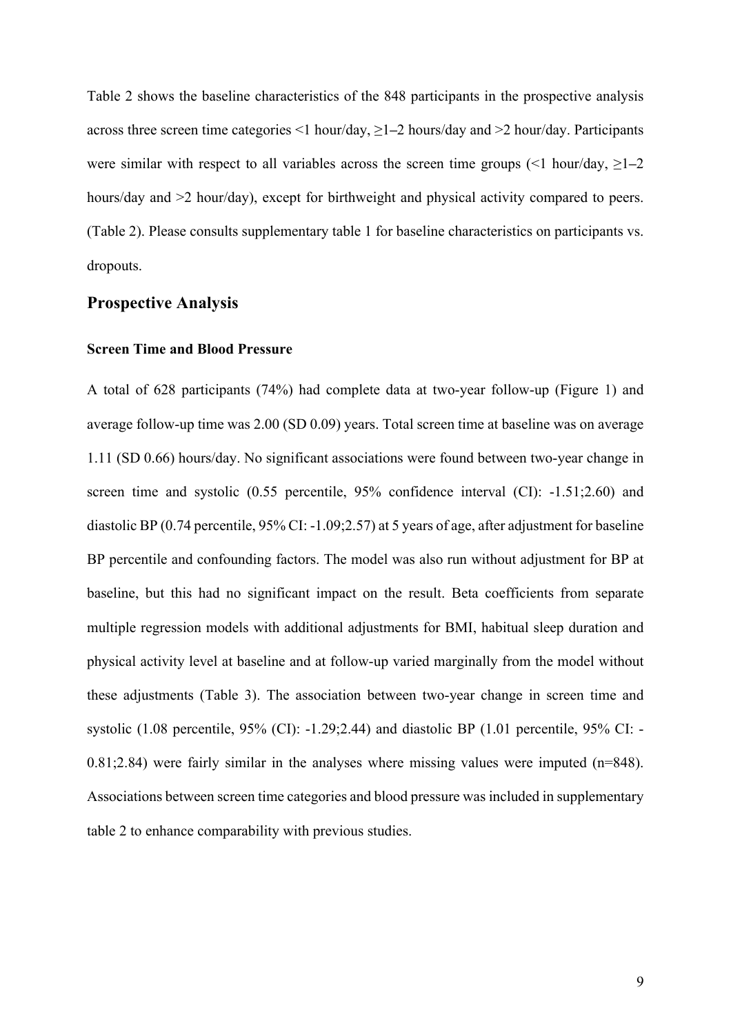Table 2 shows the baseline characteristics of the 848 participants in the prospective analysis across three screen time categories <1 hour/day, ≥1–2 hours/day and >2 hour/day. Participants were similar with respect to all variables across the screen time groups (<1 hour/day, ≥1–2 hours/day and >2 hour/day), except for birthweight and physical activity compared to peers. (Table 2). Please consults supplementary table 1 for baseline characteristics on participants vs. dropouts.

## Prospective Analysis

### Screen Time and Blood Pressure

A total of 628 participants (74%) had complete data at two-year follow-up (Figure 1) and average follow-up time was 2.00 (SD 0.09) years. Total screen time at baseline was on average 1.11 (SD 0.66) hours/day. No significant associations were found between two-year change in screen time and systolic (0.55 percentile, 95% confidence interval (CI): -1.51;2.60) and diastolic BP (0.74 percentile, 95% CI: -1.09;2.57) at 5 years of age, after adjustment for baseline BP percentile and confounding factors. The model was also run without adjustment for BP at baseline, but this had no significant impact on the result. Beta coefficients from separate multiple regression models with additional adjustments for BMI, habitual sleep duration and physical activity level at baseline and at follow-up varied marginally from the model without these adjustments (Table 3). The association between two-year change in screen time and systolic (1.08 percentile, 95% (CI): -1.29;2.44) and diastolic BP (1.01 percentile, 95% CI: -0.81;2.84) were fairly similar in the analyses where missing values were imputed (n=848). Associations between screen time categories and blood pressure was included in supplementary table 2 to enhance comparability with previous studies.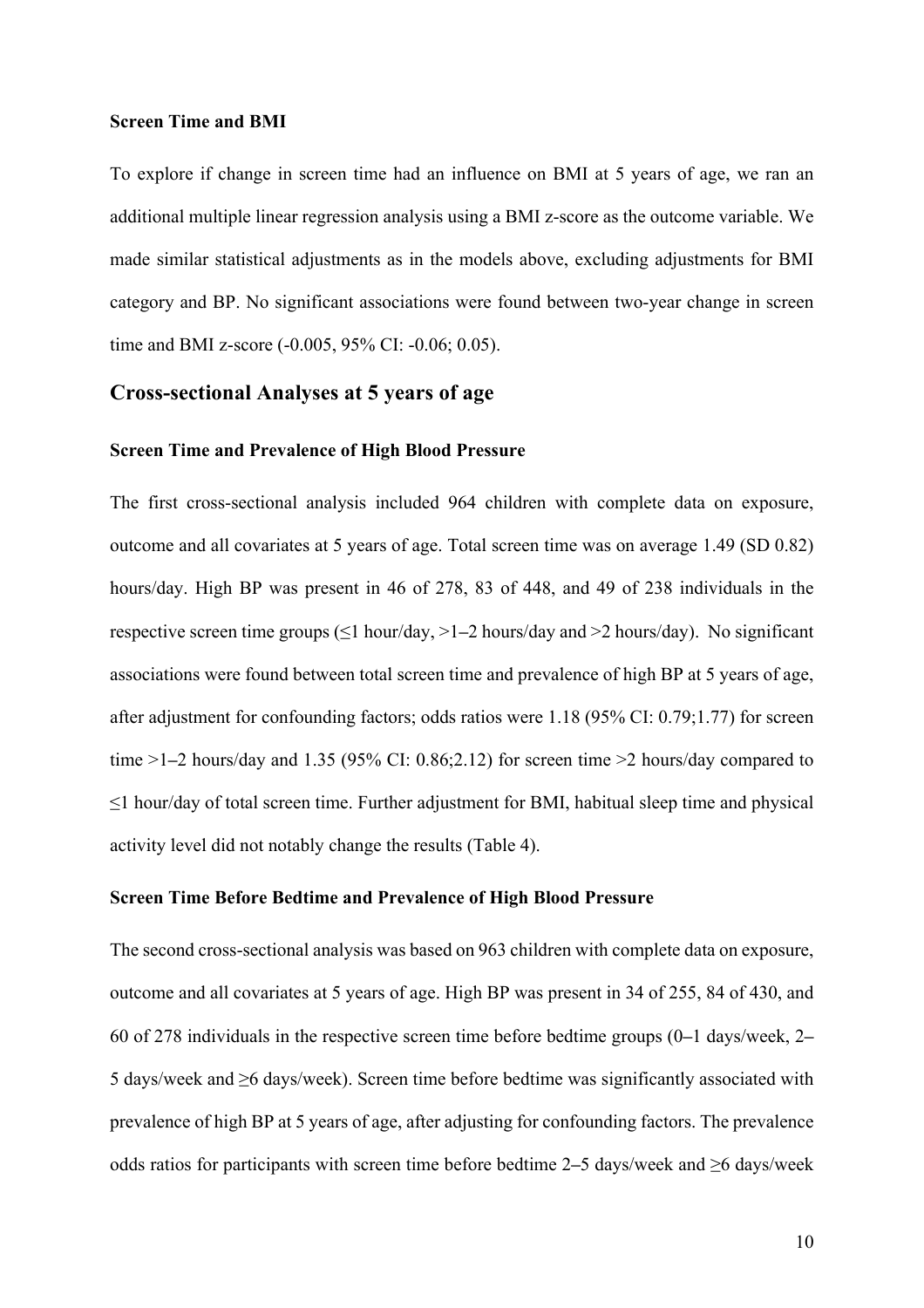### Screen Time and BMI

To explore if change in screen time had an influence on BMI at 5 years of age, we ran an additional multiple linear regression analysis using a BMI z-score as the outcome variable. We made similar statistical adjustments as in the models above, excluding adjustments for BMI category and BP. No significant associations were found between two-year change in screen time and BMI z-score (-0.005, 95% CI: -0.06; 0.05).

## Cross-sectional Analyses at 5 years of age

### Screen Time and Prevalence of High Blood Pressure

The first cross-sectional analysis included 964 children with complete data on exposure, outcome and all covariates at 5 years of age. Total screen time was on average 1.49 (SD 0.82) hours/day. High BP was present in 46 of 278, 83 of 448, and 49 of 238 individuals in the respective screen time groups (≤1 hour/day, >1–2 hours/day and >2 hours/day). No significant associations were found between total screen time and prevalence of high BP at 5 years of age, after adjustment for confounding factors; odds ratios were 1.18 (95% CI: 0.79;1.77) for screen time >1–2 hours/day and 1.35 (95% CI: 0.86;2.12) for screen time >2 hours/day compared to ≤1 hour/day of total screen time. Further adjustment for BMI, habitual sleep time and physical activity level did not notably change the results (Table 4).

### Screen Time Before Bedtime and Prevalence of High Blood Pressure

The second cross-sectional analysis was based on 963 children with complete data on exposure, outcome and all covariates at 5 years of age. High BP was present in 34 of 255, 84 of 430, and 60 of 278 individuals in the respective screen time before bedtime groups (0–1 days/week, 2–5 days/week and ≥6 days/week). Screen time before bedtime was significantly associated with prevalence of high BP at 5 years of age, after adjusting for confounding factors. The prevalence odds ratios for participants with screen time before bedtime 2–5 days/week and ≥6 days/week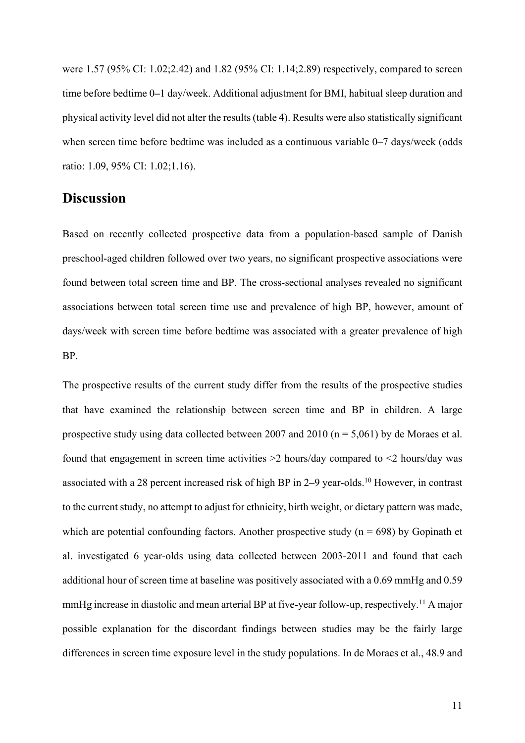were 1.57 (95% CI: 1.02;2.42) and 1.82 (95% CI: 1.14;2.89) respectively, compared to screen time before bedtime 0–1 day/week. Additional adjustment for BMI, habitual sleep duration and physical activity level did not alter the results (table 4). Results were also statistically significant when screen time before bedtime was included as a continuous variable 0–7 days/week (odds ratio: 1.09, 95% CI: 1.02;1.16).

## Discussion

Based on recently collected prospective data from a population-based sample of Danish preschool-aged children followed over two years, no significant prospective associations were found between total screen time and BP. The cross-sectional analyses revealed no significant associations between total screen time use and prevalence of high BP, however, amount of days/week with screen time before bedtime was associated with a greater prevalence of high BP.

The prospective results of the current study differ from the results of the prospective studies that have examined the relationship between screen time and BP in children. A large prospective study using data collected between 2007 and 2010 (n = 5,061) by de Moraes et al. found that engagement in screen time activities >2 hours/day compared to <2 hours/day was associated with a 28 percent increased risk of high BP in 2–9 year-olds.[10] However, in contrast to the current study, no attempt to adjust for ethnicity, birth weight, or dietary pattern was made, which are potential confounding factors. Another prospective study (n = 698) by Gopinath et al. investigated 6 year-olds using data collected between 2003-2011 and found that each additional hour of screen time at baseline was positively associated with a 0.69 mmHg and 0.59 mmHg increase in diastolic and mean arterial BP at five-year follow-up, respectively.[11] A major possible explanation for the discordant findings between studies may be the fairly large differences in screen time exposure level in the study populations. In de Moraes et al., 48.9 and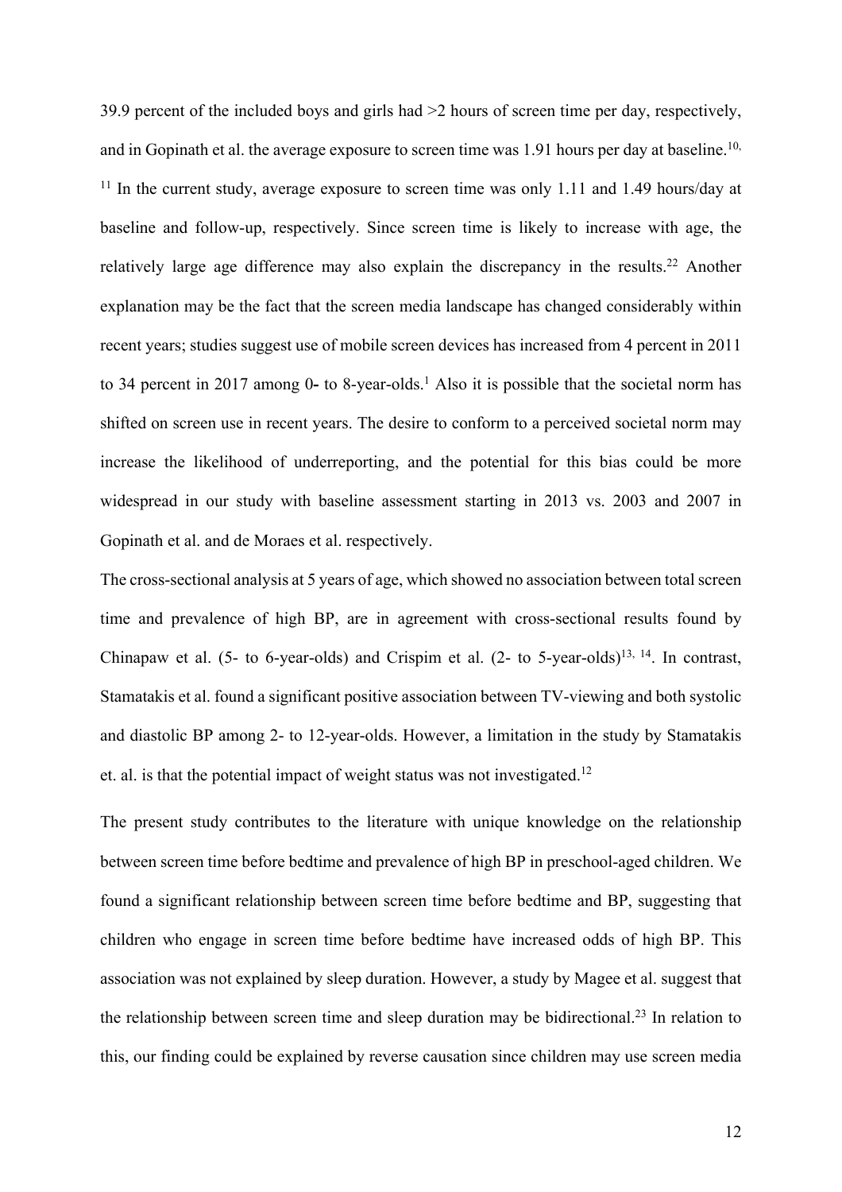39.9 percent of the included boys and girls had >2 hours of screen time per day, respectively, and in Gopinath et al. the average exposure to screen time was 1.91 hours per day at baseline.[10, 11] In the current study, average exposure to screen time was only 1.11 and 1.49 hours/day at baseline and follow-up, respectively. Since screen time is likely to increase with age, the relatively large age difference may also explain the discrepancy in the results.[22] Another explanation may be the fact that the screen media landscape has changed considerably within recent years; studies suggest use of mobile screen devices has increased from 4 percent in 2011 to 34 percent in 2017 among 0- to 8-year-olds.[1] Also it is possible that the societal norm has shifted on screen use in recent years. The desire to conform to a perceived societal norm may increase the likelihood of underreporting, and the potential for this bias could be more widespread in our study with baseline assessment starting in 2013 vs. 2003 and 2007 in Gopinath et al. and de Moraes et al. respectively.

The cross-sectional analysis at 5 years of age, which showed no association between total screen time and prevalence of high BP, are in agreement with cross-sectional results found by Chinapaw et al. (5- to 6-year-olds) and Crispim et al. (2- to 5-year-olds)[13, 14]. In contrast, Stamatakis et al. found a significant positive association between TV-viewing and both systolic and diastolic BP among 2- to 12-year-olds. However, a limitation in the study by Stamatakis et. al. is that the potential impact of weight status was not investigated.[12]

The present study contributes to the literature with unique knowledge on the relationship between screen time before bedtime and prevalence of high BP in preschool-aged children. We found a significant relationship between screen time before bedtime and BP, suggesting that children who engage in screen time before bedtime have increased odds of high BP. This association was not explained by sleep duration. However, a study by Magee et al. suggest that the relationship between screen time and sleep duration may be bidirectional.[23] In relation to this, our finding could be explained by reverse causation since children may use screen media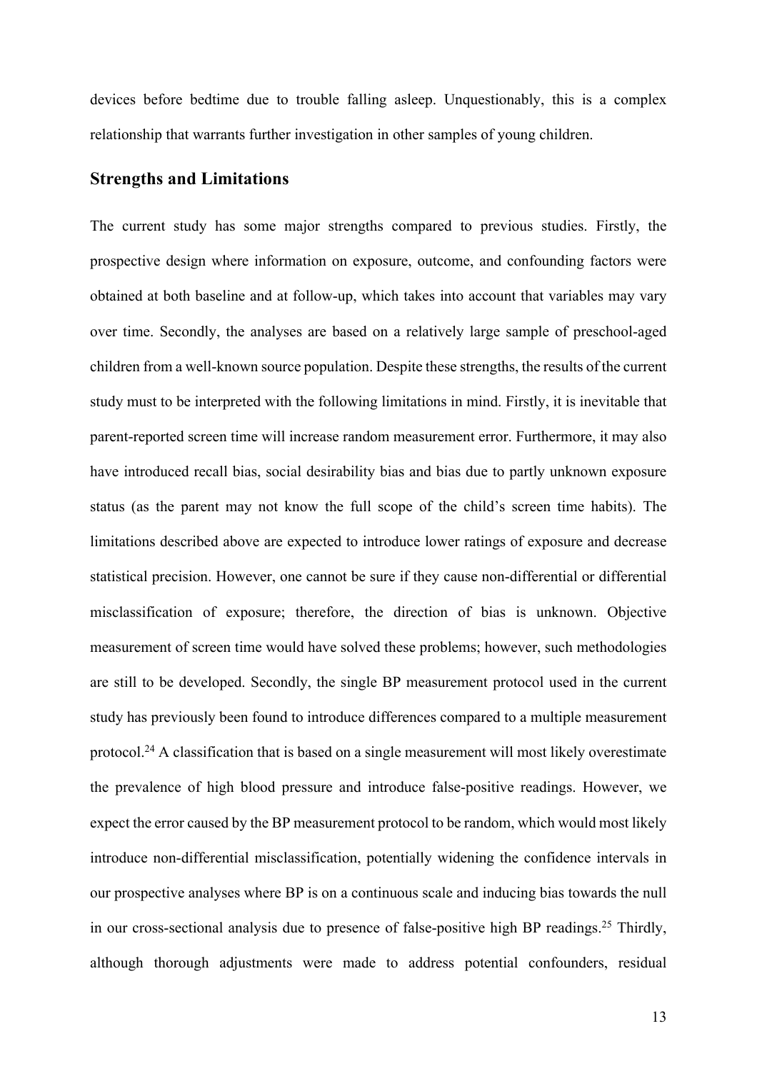devices before bedtime due to trouble falling asleep. Unquestionably, this is a complex relationship that warrants further investigation in other samples of young children.

## Strengths and Limitations

The current study has some major strengths compared to previous studies. Firstly, the prospective design where information on exposure, outcome, and confounding factors were obtained at both baseline and at follow-up, which takes into account that variables may vary over time. Secondly, the analyses are based on a relatively large sample of preschool-aged children from a well-known source population. Despite these strengths, the results of the current study must to be interpreted with the following limitations in mind. Firstly, it is inevitable that parent-reported screen time will increase random measurement error. Furthermore, it may also have introduced recall bias, social desirability bias and bias due to partly unknown exposure status (as the parent may not know the full scope of the child's screen time habits). The limitations described above are expected to introduce lower ratings of exposure and decrease statistical precision. However, one cannot be sure if they cause non-differential or differential misclassification of exposure; therefore, the direction of bias is unknown. Objective measurement of screen time would have solved these problems; however, such methodologies are still to be developed. Secondly, the single BP measurement protocol used in the current study has previously been found to introduce differences compared to a multiple measurement protocol.[24] A classification that is based on a single measurement will most likely overestimate the prevalence of high blood pressure and introduce false-positive readings. However, we expect the error caused by the BP measurement protocol to be random, which would most likely introduce non-differential misclassification, potentially widening the confidence intervals in our prospective analyses where BP is on a continuous scale and inducing bias towards the null in our cross-sectional analysis due to presence of false-positive high BP readings.[25] Thirdly, although thorough adjustments were made to address potential confounders, residual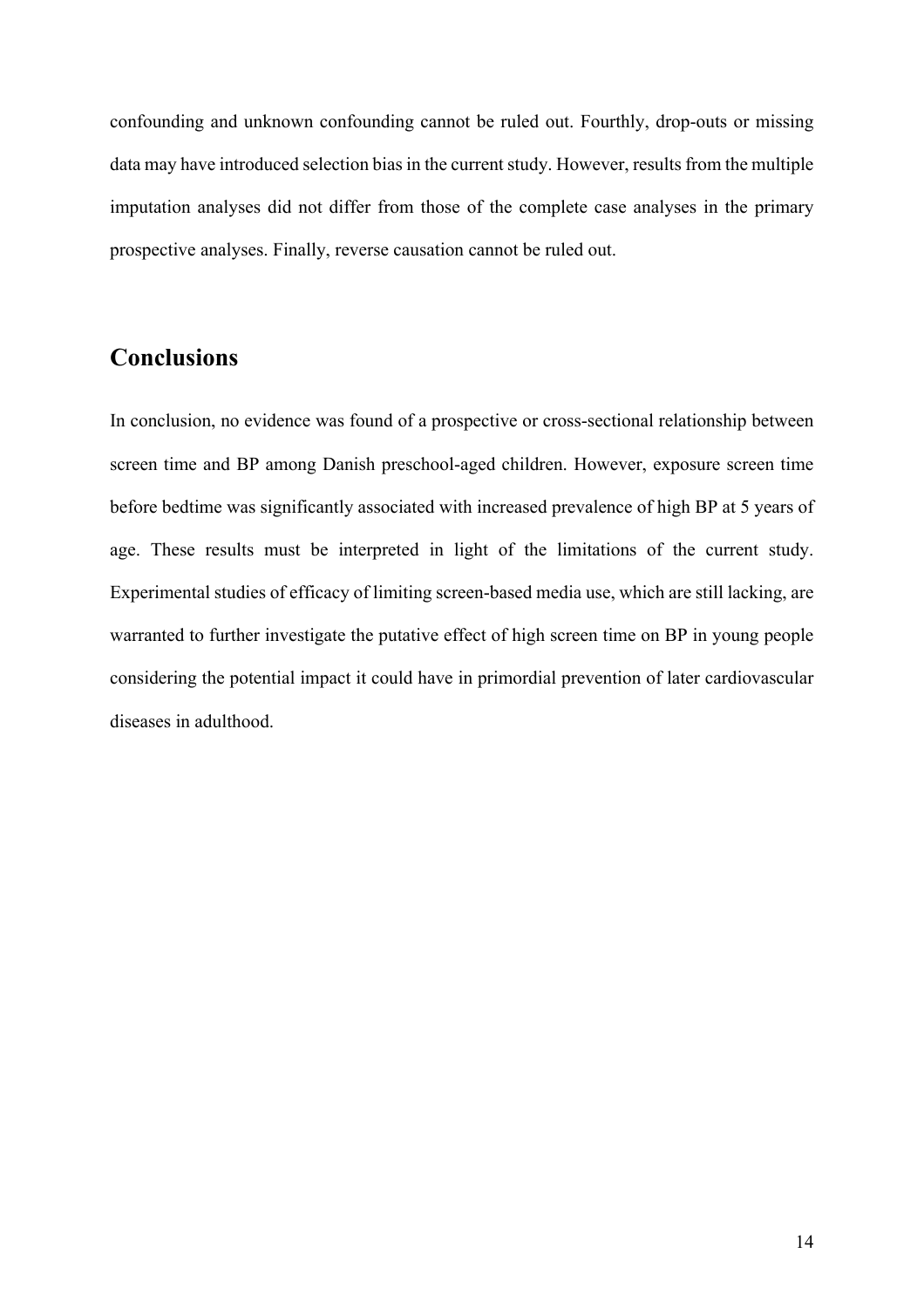confounding and unknown confounding cannot be ruled out. Fourthly, drop-outs or missing data may have introduced selection bias in the current study. However, results from the multiple imputation analyses did not differ from those of the complete case analyses in the primary prospective analyses. Finally, reverse causation cannot be ruled out.

## Conclusions

In conclusion, no evidence was found of a prospective or cross-sectional relationship between screen time and BP among Danish preschool-aged children. However, exposure screen time before bedtime was significantly associated with increased prevalence of high BP at 5 years of age. These results must be interpreted in light of the limitations of the current study. Experimental studies of efficacy of limiting screen-based media use, which are still lacking, are warranted to further investigate the putative effect of high screen time on BP in young people considering the potential impact it could have in primordial prevention of later cardiovascular diseases in adulthood.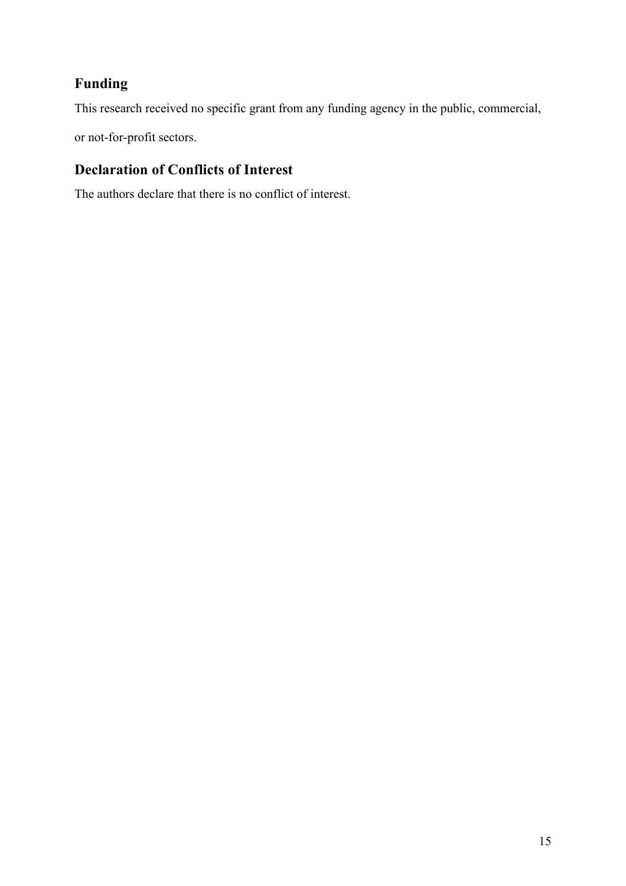## Funding

This research received no specific grant from any funding agency in the public, commercial, or not-for-profit sectors.

## Declaration of Conflicts of Interest

The authors declare that there is no conflict of interest.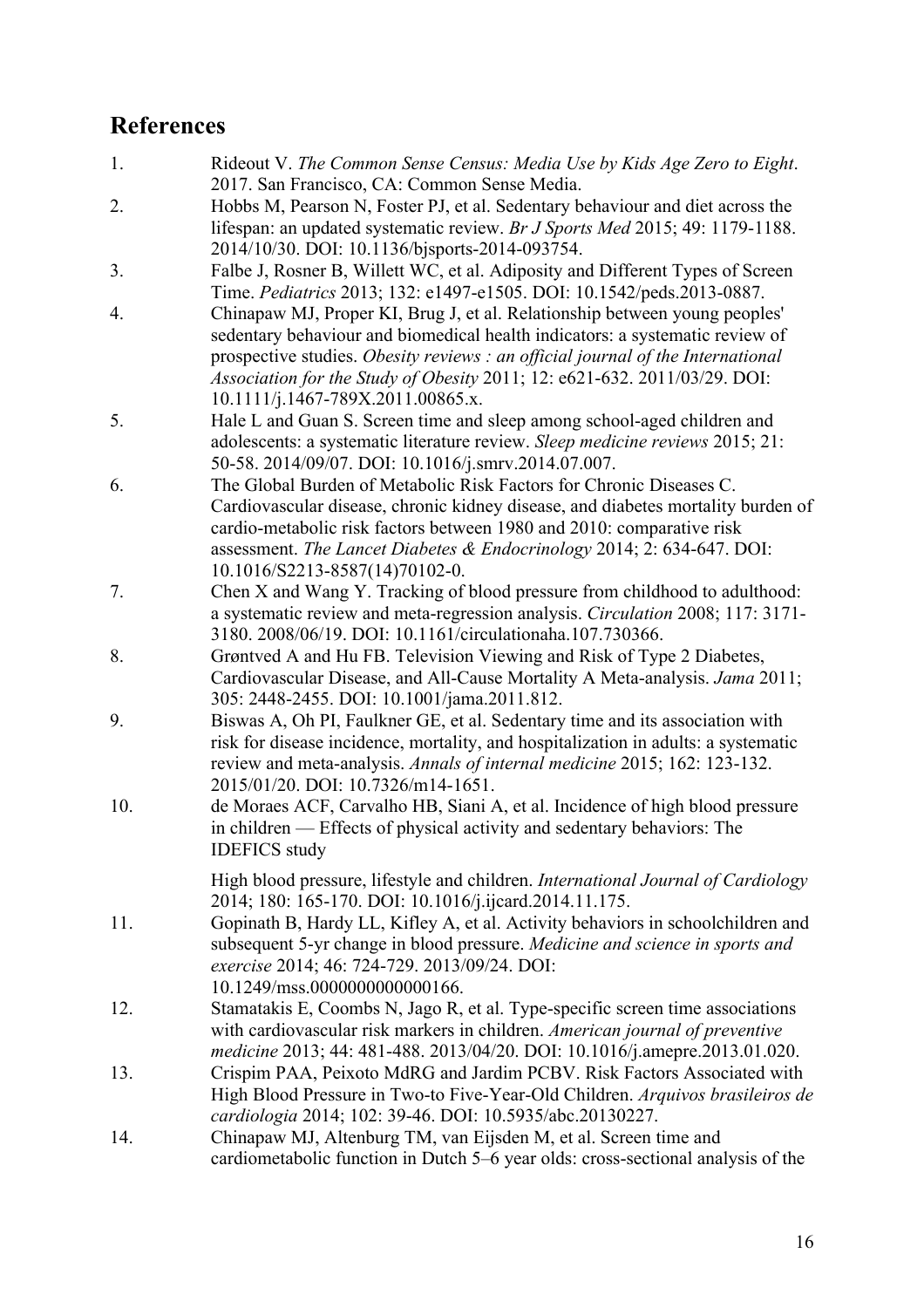## References

1. Rideout V. *The Common Sense Census: Media Use by Kids Age Zero to Eight*. 2017. San Francisco, CA: Common Sense Media.
2. Hobbs M, Pearson N, Foster PJ, et al. Sedentary behaviour and diet across the lifespan: an updated systematic review. *Br J Sports Med* 2015; 49: 1179-1188. 2014/10/30. DOI: 10.1136/bjsports-2014-093754.
3. Falbe J, Rosner B, Willett WC, et al. Adiposity and Different Types of Screen Time. *Pediatrics* 2013; 132: e1497-e1505. DOI: 10.1542/peds.2013-0887.
4. Chinapaw MJ, Proper KI, Brug J, et al. Relationship between young peoples' sedentary behaviour and biomedical health indicators: a systematic review of prospective studies. *Obesity reviews : an official journal of the International Association for the Study of Obesity* 2011; 12: e621-632. 2011/03/29. DOI: 10.1111/j.1467-789X.2011.00865.x.
5. Hale L and Guan S. Screen time and sleep among school-aged children and adolescents: a systematic literature review. *Sleep medicine reviews* 2015; 21: 50-58. 2014/09/07. DOI: 10.1016/j.smrv.2014.07.007.
6. The Global Burden of Metabolic Risk Factors for Chronic Diseases C. Cardiovascular disease, chronic kidney disease, and diabetes mortality burden of cardio-metabolic risk factors between 1980 and 2010: comparative risk assessment. *The Lancet Diabetes & Endocrinology* 2014; 2: 634-647. DOI: 10.1016/S2213-8587(14)70102-0.
7. Chen X and Wang Y. Tracking of blood pressure from childhood to adulthood: a systematic review and meta-regression analysis. *Circulation* 2008; 117: 3171-3180. 2008/06/19. DOI: 10.1161/circulationaha.107.730366.
8. Grøntved A and Hu FB. Television Viewing and Risk of Type 2 Diabetes, Cardiovascular Disease, and All-Cause Mortality A Meta-analysis. *Jama* 2011; 305: 2448-2455. DOI: 10.1001/jama.2011.812.
9. Biswas A, Oh PI, Faulkner GE, et al. Sedentary time and its association with risk for disease incidence, mortality, and hospitalization in adults: a systematic review and meta-analysis. *Annals of internal medicine* 2015; 162: 123-132. 2015/01/20. DOI: 10.7326/m14-1651.
10. de Moraes ACF, Carvalho HB, Siani A, et al. Incidence of high blood pressure in children — Effects of physical activity and sedentary behaviors: The IDEFICS study

    High blood pressure, lifestyle and children. *International Journal of Cardiology* 2014; 180: 165-170. DOI: 10.1016/j.ijcard.2014.11.175.
11. Gopinath B, Hardy LL, Kifley A, et al. Activity behaviors in schoolchildren and subsequent 5-yr change in blood pressure. *Medicine and science in sports and exercise* 2014; 46: 724-729. 2013/09/24. DOI: 10.1249/mss.0000000000000166.
12. Stamatakis E, Coombs N, Jago R, et al. Type-specific screen time associations with cardiovascular risk markers in children. *American journal of preventive medicine* 2013; 44: 481-488. 2013/04/20. DOI: 10.1016/j.amepre.2013.01.020.
13. Crispim PAA, Peixoto MdRG and Jardim PCBV. Risk Factors Associated with High Blood Pressure in Two-to Five-Year-Old Children. *Arquivos brasileiros de cardiologia* 2014; 102: 39-46. DOI: 10.5935/abc.20130227.
14. Chinapaw MJ, Altenburg TM, van Eijsden M, et al. Screen time and cardiometabolic function in Dutch 5–6 year olds: cross-sectional analysis of the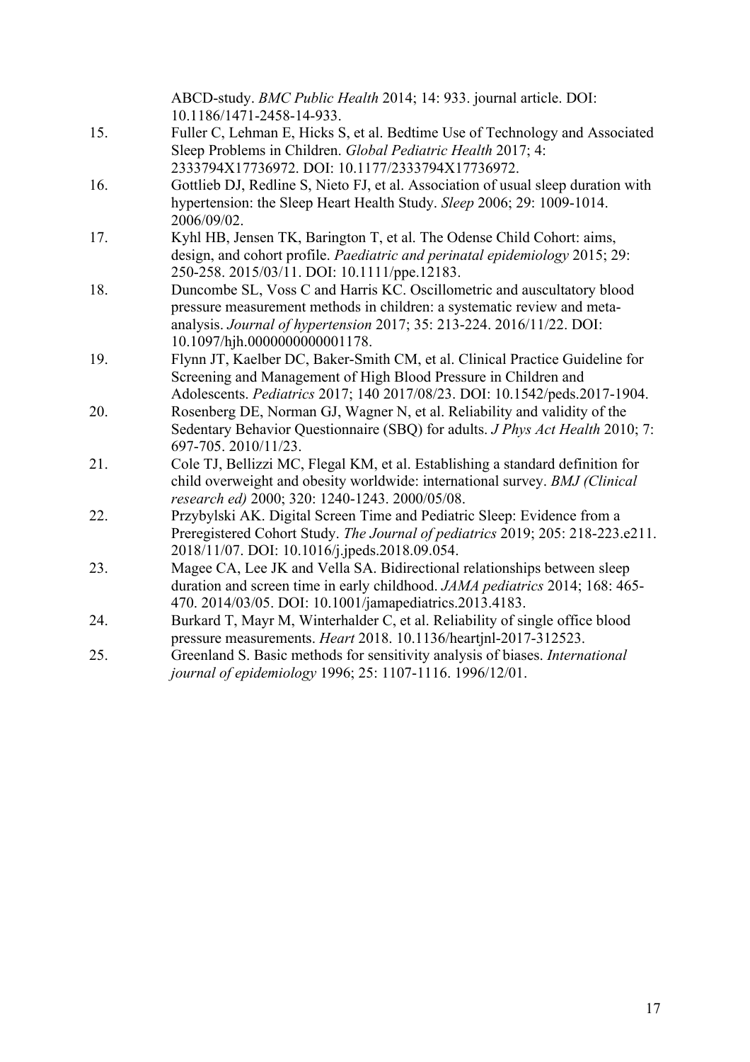ABCD-study. *BMC Public Health* 2014; 14: 933. journal article. DOI: 10.1186/1471-2458-14-933.

15. Fuller C, Lehman E, Hicks S, et al. Bedtime Use of Technology and Associated Sleep Problems in Children. *Global Pediatric Health* 2017; 4: 2333794X17736972. DOI: 10.1177/2333794X17736972.
16. Gottlieb DJ, Redline S, Nieto FJ, et al. Association of usual sleep duration with hypertension: the Sleep Heart Health Study. *Sleep* 2006; 29: 1009-1014. 2006/09/02.
17. Kyhl HB, Jensen TK, Barington T, et al. The Odense Child Cohort: aims, design, and cohort profile. *Paediatric and perinatal epidemiology* 2015; 29: 250-258. 2015/03/11. DOI: 10.1111/ppe.12183.
18. Duncombe SL, Voss C and Harris KC. Oscillometric and auscultatory blood pressure measurement methods in children: a systematic review and meta-analysis. *Journal of hypertension* 2017; 35: 213-224. 2016/11/22. DOI: 10.1097/hjh.0000000000001178.
19. Flynn JT, Kaelber DC, Baker-Smith CM, et al. Clinical Practice Guideline for Screening and Management of High Blood Pressure in Children and Adolescents. *Pediatrics* 2017; 140 2017/08/23. DOI: 10.1542/peds.2017-1904.
20. Rosenberg DE, Norman GJ, Wagner N, et al. Reliability and validity of the Sedentary Behavior Questionnaire (SBQ) for adults. *J Phys Act Health* 2010; 7: 697-705. 2010/11/23.
21. Cole TJ, Bellizzi MC, Flegal KM, et al. Establishing a standard definition for child overweight and obesity worldwide: international survey. *BMJ (Clinical research ed)* 2000; 320: 1240-1243. 2000/05/08.
22. Przybylski AK. Digital Screen Time and Pediatric Sleep: Evidence from a Preregistered Cohort Study. *The Journal of pediatrics* 2019; 205: 218-223.e211. 2018/11/07. DOI: 10.1016/j.jpeds.2018.09.054.
23. Magee CA, Lee JK and Vella SA. Bidirectional relationships between sleep duration and screen time in early childhood. *JAMA pediatrics* 2014; 168: 465-470. 2014/03/05. DOI: 10.1001/jamapediatrics.2013.4183.
24. Burkard T, Mayr M, Winterhalder C, et al. Reliability of single office blood pressure measurements. *Heart* 2018. 10.1136/heartjnl-2017-312523.
25. Greenland S. Basic methods for sensitivity analysis of biases. *International journal of epidemiology* 1996; 25: 1107-1116. 1996/12/01.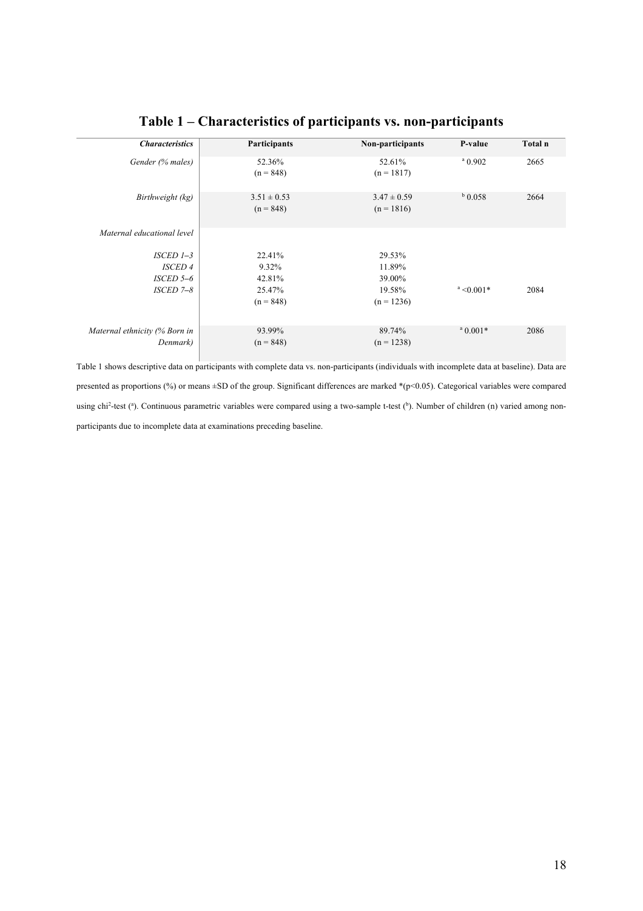# Table 1 – Characteristics of participants vs. non-participants

| *Characteristics* | Participants | Non-participants | P-value | Total n |
|---|---|---|---|---|
| *Gender (% males)* | 52.36% (n = 848) | 52.61% (n = 1817) | [a] 0.902 | 2665 |
| *Birthweight (kg)* | 3.51 ± 0.53 (n = 848) | 3.47 ± 0.59 (n = 1816) | [b] 0.058 | 2664 |
| *Maternal educational level* | | | | |
| *ISCED 1–3* | 22.41% | 29.53% | | |
| *ISCED 4* | 9.32% | 11.89% | | |
| *ISCED 5–6* | 42.81% | 39.00% | | |
| *ISCED 7–8* | 25.47% (n = 848) | 19.58% (n = 1236) | [a] <0.001* | 2084 |
| *Maternal ethnicity (% Born in Denmark)* | 93.99% (n = 848) | 89.74% (n = 1238) | [a] 0.001* | 2086 |

Table 1 shows descriptive data on participants with complete data vs. non-participants (individuals with incomplete data at baseline). Data are presented as proportions (%) or means ±SD of the group. Significant differences are marked *(p<0.05). Categorical variables were compared using chi$^2$-test ([a]). Continuous parametric variables were compared using a two-sample t-test ([b]). Number of children (n) varied among non-participants due to incomplete data at examinations preceding baseline.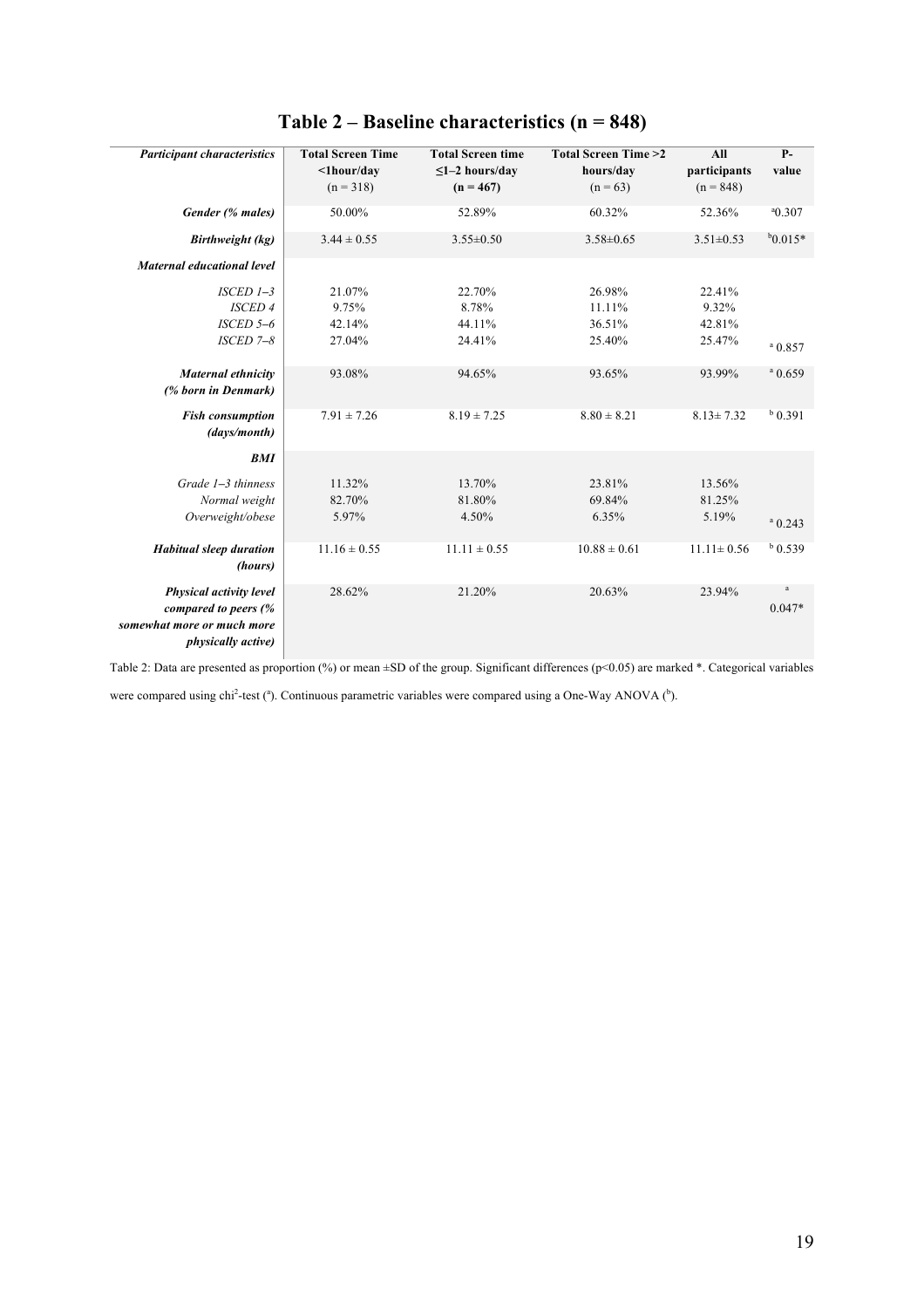# Table 2 – Baseline characteristics (n = 848)

| *Participant characteristics* | **Total Screen Time <1hour/day** (n = 318) | **Total Screen time ≤1–2 hours/day (n = 467)** | **Total Screen Time >2 hours/day** (n = 63) | **All participants** (n = 848) | **P-value** |
|---|---|---|---|---|---|
| ***Gender (% males)*** | 50.00% | 52.89% | 60.32% | 52.36% | [a]0.307 |
| ***Birthweight (kg)*** | 3.44 ± 0.55 | 3.55±0.50 | 3.58±0.65 | 3.51±0.53 | [b]0.015* |
| ***Maternal educational level*** | | | | | |
| *ISCED 1–3* | 21.07% | 22.70% | 26.98% | 22.41% | |
| *ISCED 4* | 9.75% | 8.78% | 11.11% | 9.32% | |
| *ISCED 5–6* | 42.14% | 44.11% | 36.51% | 42.81% | |
| *ISCED 7–8* | 27.04% | 24.41% | 25.40% | 25.47% | [a] 0.857 |
| ***Maternal ethnicity (% born in Denmark)*** | 93.08% | 94.65% | 93.65% | 93.99% | [a] 0.659 |
| ***Fish consumption (days/month)*** | 7.91 ± 7.26 | 8.19 ± 7.25 | 8.80 ± 8.21 | 8.13± 7.32 | [b] 0.391 |
| ***BMI*** | | | | | |
| *Grade 1–3 thinness* | 11.32% | 13.70% | 23.81% | 13.56% | |
| *Normal weight* | 82.70% | 81.80% | 69.84% | 81.25% | |
| *Overweight/obese* | 5.97% | 4.50% | 6.35% | 5.19% | [a] 0.243 |
| ***Habitual sleep duration (hours)*** | 11.16 ± 0.55 | 11.11 ± 0.55 | 10.88 ± 0.61 | 11.11± 0.56 | [b] 0.539 |
| ***Physical activity level compared to peers (% somewhat more or much more physically active)*** | 28.62% | 21.20% | 20.63% | 23.94% | [a] 0.047* |

Table 2: Data are presented as proportion (%) or mean ±SD of the group. Significant differences ($p<0.05$) are marked *. Categorical variables were compared using $chi^2$-test ([a]). Continuous parametric variables were compared using a One-Way ANOVA ([b]).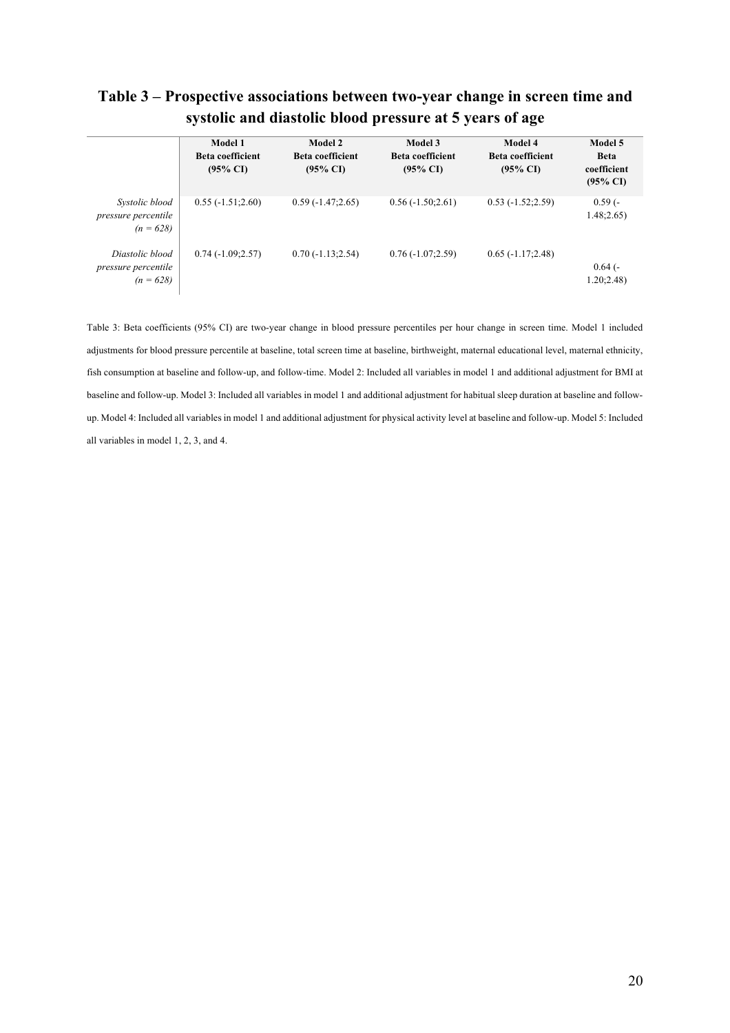**Table 3 – Prospective associations between two-year change in screen time and systolic and diastolic blood pressure at 5 years of age**

| | **Model 1 Beta coefficient (95% CI)** | **Model 2 Beta coefficient (95% CI)** | **Model 3 Beta coefficient (95% CI)** | **Model 4 Beta coefficient (95% CI)** | **Model 5 Beta coefficient (95% CI)** |
|---|---|---|---|---|---|
| *Systolic blood pressure percentile (n = 628)* | 0.55 (-1.51;2.60) | 0.59 (-1.47;2.65) | 0.56 (-1.50;2.61) | 0.53 (-1.52;2.59) | 0.59 (-1.48;2.65) |
| *Diastolic blood pressure percentile (n = 628)* | 0.74 (-1.09;2.57) | 0.70 (-1.13;2.54) | 0.76 (-1.07;2.59) | 0.65 (-1.17;2.48) | 0.64 (-1.20;2.48) |

Table 3: Beta coefficients (95% CI) are two-year change in blood pressure percentiles per hour change in screen time. Model 1 included adjustments for blood pressure percentile at baseline, total screen time at baseline, birthweight, maternal educational level, maternal ethnicity, fish consumption at baseline and follow-up, and follow-time. Model 2: Included all variables in model 1 and additional adjustment for BMI at baseline and follow-up. Model 3: Included all variables in model 1 and additional adjustment for habitual sleep duration at baseline and follow-up. Model 4: Included all variables in model 1 and additional adjustment for physical activity level at baseline and follow-up. Model 5: Included all variables in model 1, 2, 3, and 4.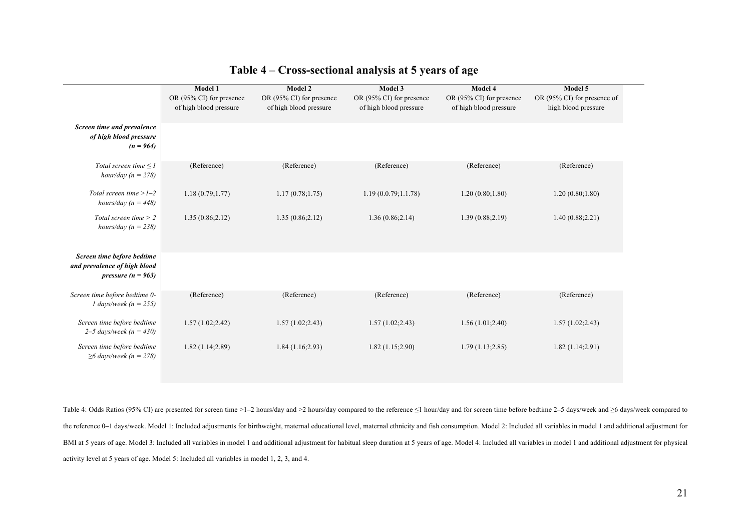# Table 4 – Cross-sectional analysis at 5 years of age

| | Model 1<br>OR (95% CI) for presence of high blood pressure | Model 2<br>OR (95% CI) for presence of high blood pressure | Model 3<br>OR (95% CI) for presence of high blood pressure | Model 4<br>OR (95% CI) for presence of high blood pressure | Model 5<br>OR (95% CI) for presence of high blood pressure |
|---|---|---|---|---|---|
| ***Screen time and prevalence of high blood pressure (n = 964)*** | | | | | |
| *Total screen time ≤ 1 hour/day (n = 278)* | (Reference) | (Reference) | (Reference) | (Reference) | (Reference) |
| *Total screen time >1–2 hours/day (n = 448)* | 1.18 (0.79;1.77) | 1.17 (0.78;1.75) | 1.19 (0.0.79;1.1.78) | 1.20 (0.80;1.80) | 1.20 (0.80;1.80) |
| *Total screen time > 2 hours/day (n = 238)* | 1.35 (0.86;2.12) | 1.35 (0.86;2.12) | 1.36 (0.86;2.14) | 1.39 (0.88;2.19) | 1.40 (0.88;2.21) |
| ***Screen time before bedtime and prevalence of high blood pressure (n = 963)*** | | | | | |
| *Screen time before bedtime 0-1 days/week (n = 255)* | (Reference) | (Reference) | (Reference) | (Reference) | (Reference) |
| *Screen time before bedtime 2–5 days/week (n = 430)* | 1.57 (1.02;2.42) | 1.57 (1.02;2.43) | 1.57 (1.02;2.43) | 1.56 (1.01;2.40) | 1.57 (1.02;2.43) |
| *Screen time before bedtime ≥6 days/week (n = 278)* | 1.82 (1.14;2.89) | 1.84 (1.16;2.93) | 1.82 (1.15;2.90) | 1.79 (1.13;2.85) | 1.82 (1.14;2.91) |

Table 4: Odds Ratios (95% CI) are presented for screen time >1–2 hours/day and >2 hours/day compared to the reference ≤1 hour/day and for screen time before bedtime 2–5 days/week and ≥6 days/week compared to the reference 0–1 days/week. Model 1: Included adjustments for birthweight, maternal educational level, maternal ethnicity and fish consumption. Model 2: Included all variables in model 1 and additional adjustment for BMI at 5 years of age. Model 3: Included all variables in model 1 and additional adjustment for habitual sleep duration at 5 years of age. Model 4: Included all variables in model 1 and additional adjustment for physical activity level at 5 years of age. Model 5: Included all variables in model 1, 2, 3, and 4.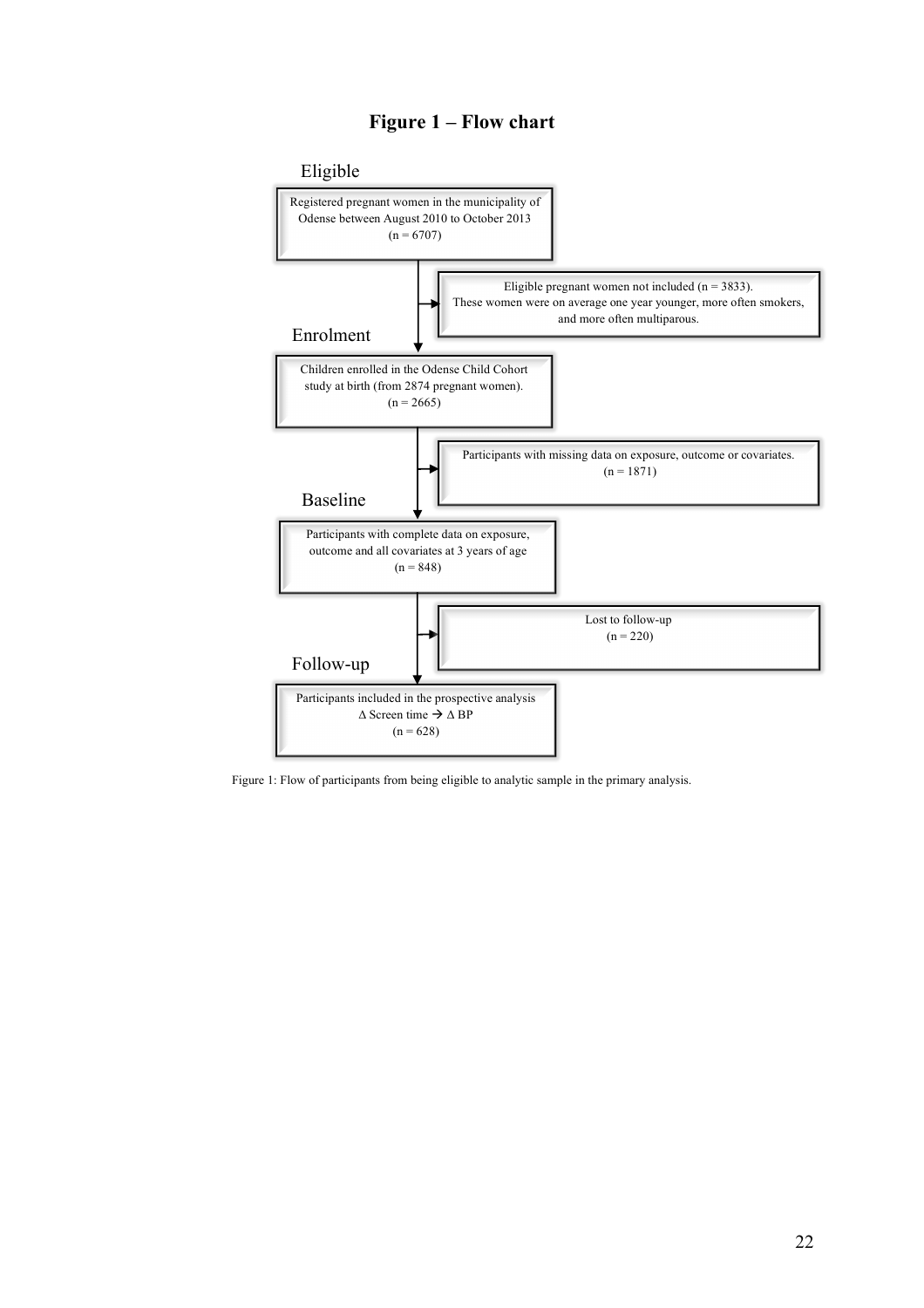# Figure 1 – Flow chart

Eligible

Registered pregnant women in the municipality of Odense between August 2010 to October 2013 (n = 6707)

Eligible pregnant women not included (n = 3833). These women were on average one year younger, more often smokers, and more often multiparous.

Enrolment

Children enrolled in the Odense Child Cohort study at birth (from 2874 pregnant women). (n = 2665)

Participants with missing data on exposure, outcome or covariates. (n = 1871)

Baseline

Participants with complete data on exposure, outcome and all covariates at 3 years of age (n = 848)

Lost to follow-up (n = 220)

Follow-up

Participants included in the prospective analysis Δ Screen time → Δ BP (n = 628)

Figure 1: Flow of participants from being eligible to analytic sample in the primary analysis.